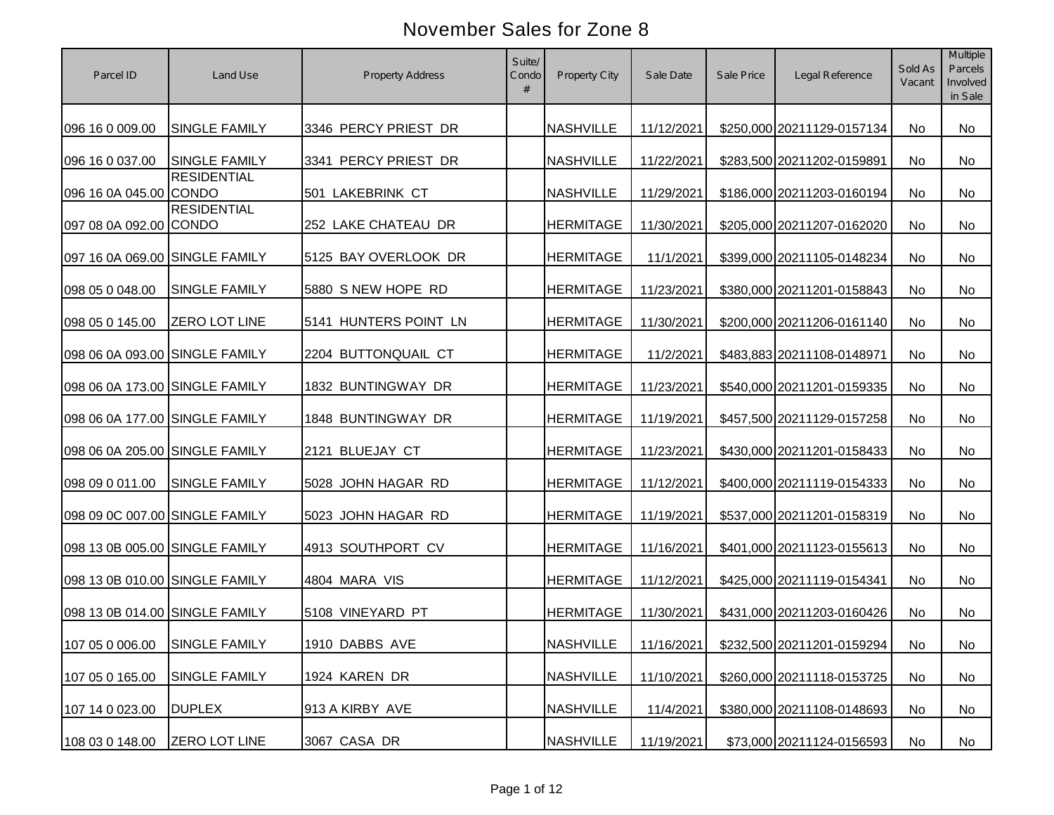# November Sales for Zone 8

| Parcel ID | Land Use | Property Address | Suite/ Condo # | Property City | Sale Date | Sale Price | Legal Reference | Sold As Vacant | Multiple Parcels Involved in Sale |
|---|---|---|---|---|---|---|---|---|---|
| 096 16 0 009.00 | SINGLE FAMILY | 3346 PERCY PRIEST DR | | NASHVILLE | 11/12/2021 | $250,000 | 20211129-0157134 | No | No |
| 096 16 0 037.00 | SINGLE FAMILY | 3341 PERCY PRIEST DR | | NASHVILLE | 11/22/2021 | $283,500 | 20211202-0159891 | No | No |
| 096 16 0A 045.00 | RESIDENTIAL CONDO | 501 LAKEBRINK CT | | NASHVILLE | 11/29/2021 | $186,000 | 20211203-0160194 | No | No |
| 097 08 0A 092.00 | RESIDENTIAL CONDO | 252 LAKE CHATEAU DR | | HERMITAGE | 11/30/2021 | $205,000 | 20211207-0162020 | No | No |
| 097 16 0A 069.00 | SINGLE FAMILY | 5125 BAY OVERLOOK DR | | HERMITAGE | 11/1/2021 | $399,000 | 20211105-0148234 | No | No |
| 098 05 0 048.00 | SINGLE FAMILY | 5880 S NEW HOPE RD | | HERMITAGE | 11/23/2021 | $380,000 | 20211201-0158843 | No | No |
| 098 05 0 145.00 | ZERO LOT LINE | 5141 HUNTERS POINT LN | | HERMITAGE | 11/30/2021 | $200,000 | 20211206-0161140 | No | No |
| 098 06 0A 093.00 | SINGLE FAMILY | 2204 BUTTONQUAIL CT | | HERMITAGE | 11/2/2021 | $483,883 | 20211108-0148971 | No | No |
| 098 06 0A 173.00 | SINGLE FAMILY | 1832 BUNTINGWAY DR | | HERMITAGE | 11/23/2021 | $540,000 | 20211201-0159335 | No | No |
| 098 06 0A 177.00 | SINGLE FAMILY | 1848 BUNTINGWAY DR | | HERMITAGE | 11/19/2021 | $457,500 | 20211129-0157258 | No | No |
| 098 06 0A 205.00 | SINGLE FAMILY | 2121 BLUEJAY CT | | HERMITAGE | 11/23/2021 | $430,000 | 20211201-0158433 | No | No |
| 098 09 0 011.00 | SINGLE FAMILY | 5028 JOHN HAGAR RD | | HERMITAGE | 11/12/2021 | $400,000 | 20211119-0154333 | No | No |
| 098 09 0C 007.00 | SINGLE FAMILY | 5023 JOHN HAGAR RD | | HERMITAGE | 11/19/2021 | $537,000 | 20211201-0158319 | No | No |
| 098 13 0B 005.00 | SINGLE FAMILY | 4913 SOUTHPORT CV | | HERMITAGE | 11/16/2021 | $401,000 | 20211123-0155613 | No | No |
| 098 13 0B 010.00 | SINGLE FAMILY | 4804 MARA VIS | | HERMITAGE | 11/12/2021 | $425,000 | 20211119-0154341 | No | No |
| 098 13 0B 014.00 | SINGLE FAMILY | 5108 VINEYARD PT | | HERMITAGE | 11/30/2021 | $431,000 | 20211203-0160426 | No | No |
| 107 05 0 006.00 | SINGLE FAMILY | 1910 DABBS AVE | | NASHVILLE | 11/16/2021 | $232,500 | 20211201-0159294 | No | No |
| 107 05 0 165.00 | SINGLE FAMILY | 1924 KAREN DR | | NASHVILLE | 11/10/2021 | $260,000 | 20211118-0153725 | No | No |
| 107 14 0 023.00 | DUPLEX | 913 A KIRBY AVE | | NASHVILLE | 11/4/2021 | $380,000 | 20211108-0148693 | No | No |
| 108 03 0 148.00 | ZERO LOT LINE | 3067 CASA DR | | NASHVILLE | 11/19/2021 | $73,000 | 20211124-0156593 | No | No |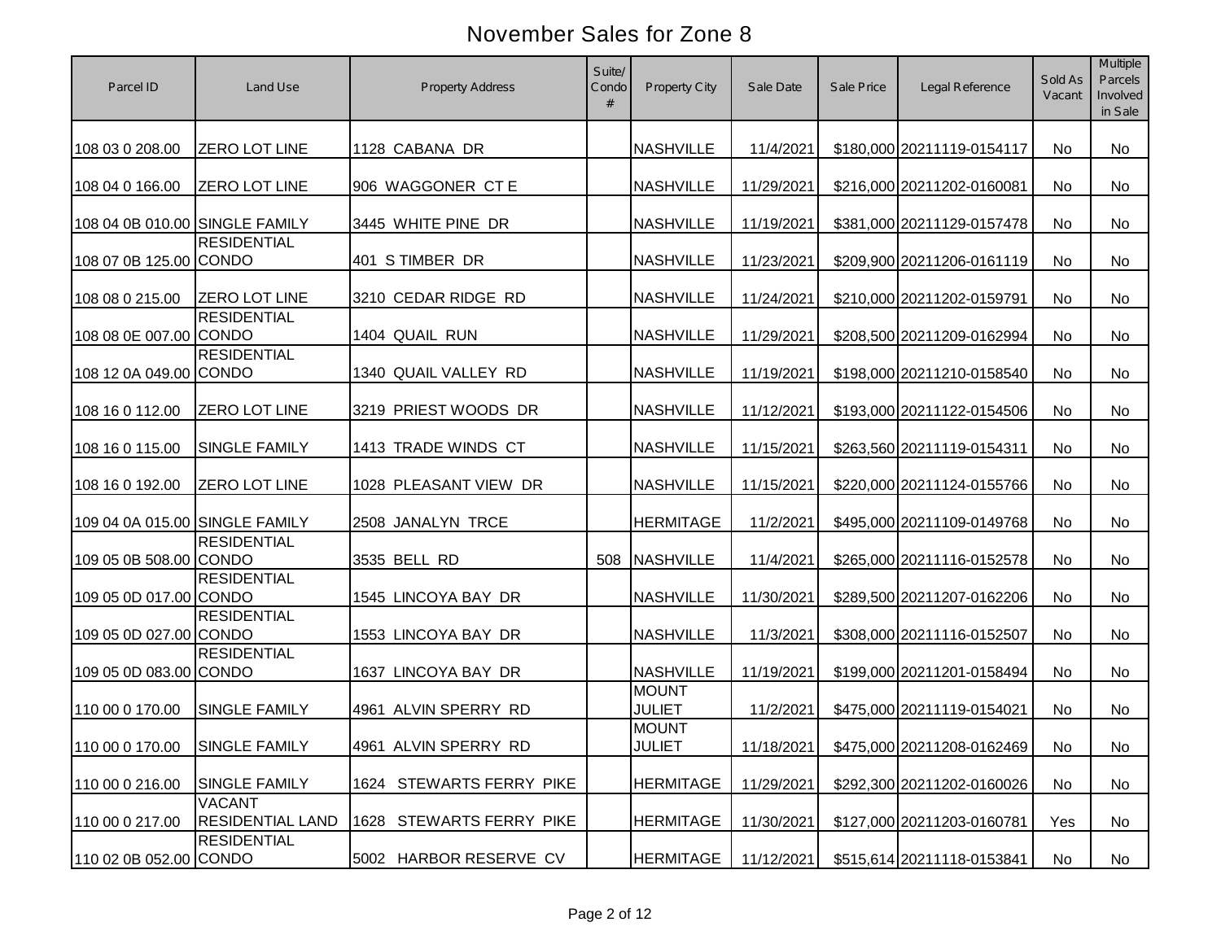# November Sales for Zone 8

| Parcel ID | Land Use | Property Address | Suite/ Condo # | Property City | Sale Date | Sale Price | Legal Reference | Sold As Vacant | Multiple Parcels Involved in Sale |
|---|---|---|---|---|---|---|---|---|---|
| 108 03 0 208.00 | ZERO LOT LINE | 1128 CABANA DR | | NASHVILLE | 11/4/2021 | $180,000 | 20211119-0154117 | No | No |
| 108 04 0 166.00 | ZERO LOT LINE | 906 WAGGONER CT E | | NASHVILLE | 11/29/2021 | $216,000 | 20211202-0160081 | No | No |
| 108 04 0B 010.00 | SINGLE FAMILY | 3445 WHITE PINE DR | | NASHVILLE | 11/19/2021 | $381,000 | 20211129-0157478 | No | No |
| 108 07 0B 125.00 | RESIDENTIAL CONDO | 401 S TIMBER DR | | NASHVILLE | 11/23/2021 | $209,900 | 20211206-0161119 | No | No |
| 108 08 0 215.00 | ZERO LOT LINE | 3210 CEDAR RIDGE RD | | NASHVILLE | 11/24/2021 | $210,000 | 20211202-0159791 | No | No |
| 108 08 0E 007.00 | RESIDENTIAL CONDO | 1404 QUAIL RUN | | NASHVILLE | 11/29/2021 | $208,500 | 20211209-0162994 | No | No |
| 108 12 0A 049.00 | RESIDENTIAL CONDO | 1340 QUAIL VALLEY RD | | NASHVILLE | 11/19/2021 | $198,000 | 20211210-0158540 | No | No |
| 108 16 0 112.00 | ZERO LOT LINE | 3219 PRIEST WOODS DR | | NASHVILLE | 11/12/2021 | $193,000 | 20211122-0154506 | No | No |
| 108 16 0 115.00 | SINGLE FAMILY | 1413 TRADE WINDS CT | | NASHVILLE | 11/15/2021 | $263,560 | 20211119-0154311 | No | No |
| 108 16 0 192.00 | ZERO LOT LINE | 1028 PLEASANT VIEW DR | | NASHVILLE | 11/15/2021 | $220,000 | 20211124-0155766 | No | No |
| 109 04 0A 015.00 | SINGLE FAMILY | 2508 JANALYN TRCE | | HERMITAGE | 11/2/2021 | $495,000 | 20211109-0149768 | No | No |
| 109 05 0B 508.00 | RESIDENTIAL CONDO | 3535 BELL RD | 508 | NASHVILLE | 11/4/2021 | $265,000 | 20211116-0152578 | No | No |
| 109 05 0D 017.00 | RESIDENTIAL CONDO | 1545 LINCOYA BAY DR | | NASHVILLE | 11/30/2021 | $289,500 | 20211207-0162206 | No | No |
| 109 05 0D 027.00 | RESIDENTIAL CONDO | 1553 LINCOYA BAY DR | | NASHVILLE | 11/3/2021 | $308,000 | 20211116-0152507 | No | No |
| 109 05 0D 083.00 | RESIDENTIAL CONDO | 1637 LINCOYA BAY DR | | NASHVILLE | 11/19/2021 | $199,000 | 20211201-0158494 | No | No |
| 110 00 0 170.00 | SINGLE FAMILY | 4961 ALVIN SPERRY RD | | MOUNT JULIET | 11/2/2021 | $475,000 | 20211119-0154021 | No | No |
| 110 00 0 170.00 | SINGLE FAMILY | 4961 ALVIN SPERRY RD | | MOUNT JULIET | 11/18/2021 | $475,000 | 20211208-0162469 | No | No |
| 110 00 0 216.00 | SINGLE FAMILY | 1624 STEWARTS FERRY PIKE | | HERMITAGE | 11/29/2021 | $292,300 | 20211202-0160026 | No | No |
| 110 00 0 217.00 | VACANT RESIDENTIAL LAND | 1628 STEWARTS FERRY PIKE | | HERMITAGE | 11/30/2021 | $127,000 | 20211203-0160781 | Yes | No |
| 110 02 0B 052.00 | RESIDENTIAL CONDO | 5002 HARBOR RESERVE CV | | HERMITAGE | 11/12/2021 | $515,614 | 20211118-0153841 | No | No |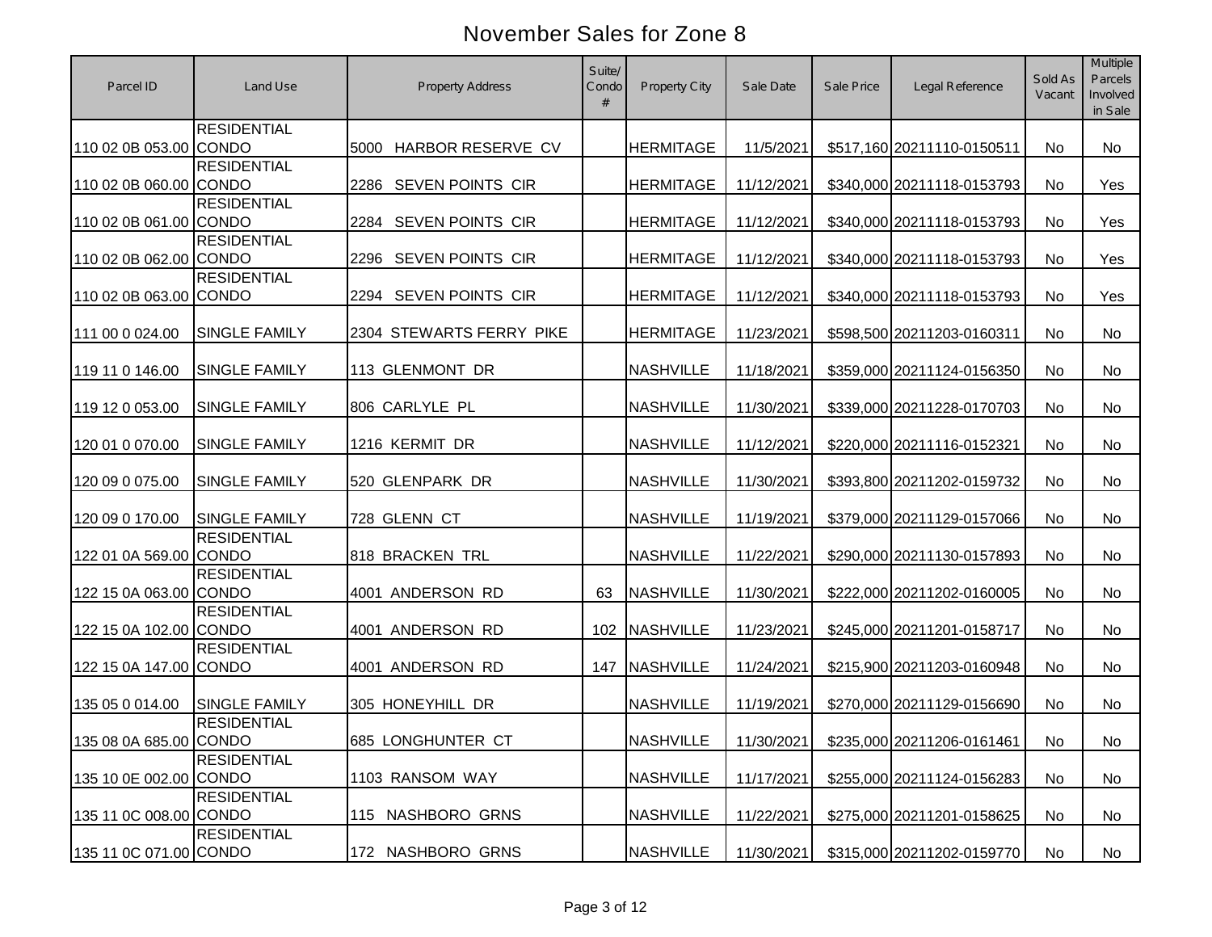# November Sales for Zone 8

| Parcel ID | Land Use | Property Address | Suite/ Condo # | Property City | Sale Date | Sale Price | Legal Reference | Sold As Vacant | Multiple Parcels Involved in Sale |
|---|---|---|---|---|---|---|---|---|---|
| 110 02 0B 053.00 | RESIDENTIAL CONDO | 5000 HARBOR RESERVE CV | | HERMITAGE | 11/5/2021 | $517,160 | 20211110-0150511 | No | No |
| 110 02 0B 060.00 | RESIDENTIAL CONDO | 2286 SEVEN POINTS CIR | | HERMITAGE | 11/12/2021 | $340,000 | 20211118-0153793 | No | Yes |
| 110 02 0B 061.00 | RESIDENTIAL CONDO | 2284 SEVEN POINTS CIR | | HERMITAGE | 11/12/2021 | $340,000 | 20211118-0153793 | No | Yes |
| 110 02 0B 062.00 | RESIDENTIAL CONDO | 2296 SEVEN POINTS CIR | | HERMITAGE | 11/12/2021 | $340,000 | 20211118-0153793 | No | Yes |
| 110 02 0B 063.00 | RESIDENTIAL CONDO | 2294 SEVEN POINTS CIR | | HERMITAGE | 11/12/2021 | $340,000 | 20211118-0153793 | No | Yes |
| 111 00 0 024.00 | SINGLE FAMILY | 2304 STEWARTS FERRY PIKE | | HERMITAGE | 11/23/2021 | $598,500 | 20211203-0160311 | No | No |
| 119 11 0 146.00 | SINGLE FAMILY | 113 GLENMONT DR | | NASHVILLE | 11/18/2021 | $359,000 | 20211124-0156350 | No | No |
| 119 12 0 053.00 | SINGLE FAMILY | 806 CARLYLE PL | | NASHVILLE | 11/30/2021 | $339,000 | 20211228-0170703 | No | No |
| 120 01 0 070.00 | SINGLE FAMILY | 1216 KERMIT DR | | NASHVILLE | 11/12/2021 | $220,000 | 20211116-0152321 | No | No |
| 120 09 0 075.00 | SINGLE FAMILY | 520 GLENPARK DR | | NASHVILLE | 11/30/2021 | $393,800 | 20211202-0159732 | No | No |
| 120 09 0 170.00 | SINGLE FAMILY | 728 GLENN CT | | NASHVILLE | 11/19/2021 | $379,000 | 20211129-0157066 | No | No |
| 122 01 0A 569.00 | RESIDENTIAL CONDO | 818 BRACKEN TRL | | NASHVILLE | 11/22/2021 | $290,000 | 20211130-0157893 | No | No |
| 122 15 0A 063.00 | RESIDENTIAL CONDO | 4001 ANDERSON RD | 63 | NASHVILLE | 11/30/2021 | $222,000 | 20211202-0160005 | No | No |
| 122 15 0A 102.00 | RESIDENTIAL CONDO | 4001 ANDERSON RD | 102 | NASHVILLE | 11/23/2021 | $245,000 | 20211201-0158717 | No | No |
| 122 15 0A 147.00 | RESIDENTIAL CONDO | 4001 ANDERSON RD | 147 | NASHVILLE | 11/24/2021 | $215,900 | 20211203-0160948 | No | No |
| 135 05 0 014.00 | SINGLE FAMILY | 305 HONEYHILL DR | | NASHVILLE | 11/19/2021 | $270,000 | 20211129-0156690 | No | No |
| 135 08 0A 685.00 | RESIDENTIAL CONDO | 685 LONGHUNTER CT | | NASHVILLE | 11/30/2021 | $235,000 | 20211206-0161461 | No | No |
| 135 10 0E 002.00 | RESIDENTIAL CONDO | 1103 RANSOM WAY | | NASHVILLE | 11/17/2021 | $255,000 | 20211124-0156283 | No | No |
| 135 11 0C 008.00 | RESIDENTIAL CONDO | 115 NASHBORO GRNS | | NASHVILLE | 11/22/2021 | $275,000 | 20211201-0158625 | No | No |
| 135 11 0C 071.00 | RESIDENTIAL CONDO | 172 NASHBORO GRNS | | NASHVILLE | 11/30/2021 | $315,000 | 20211202-0159770 | No | No |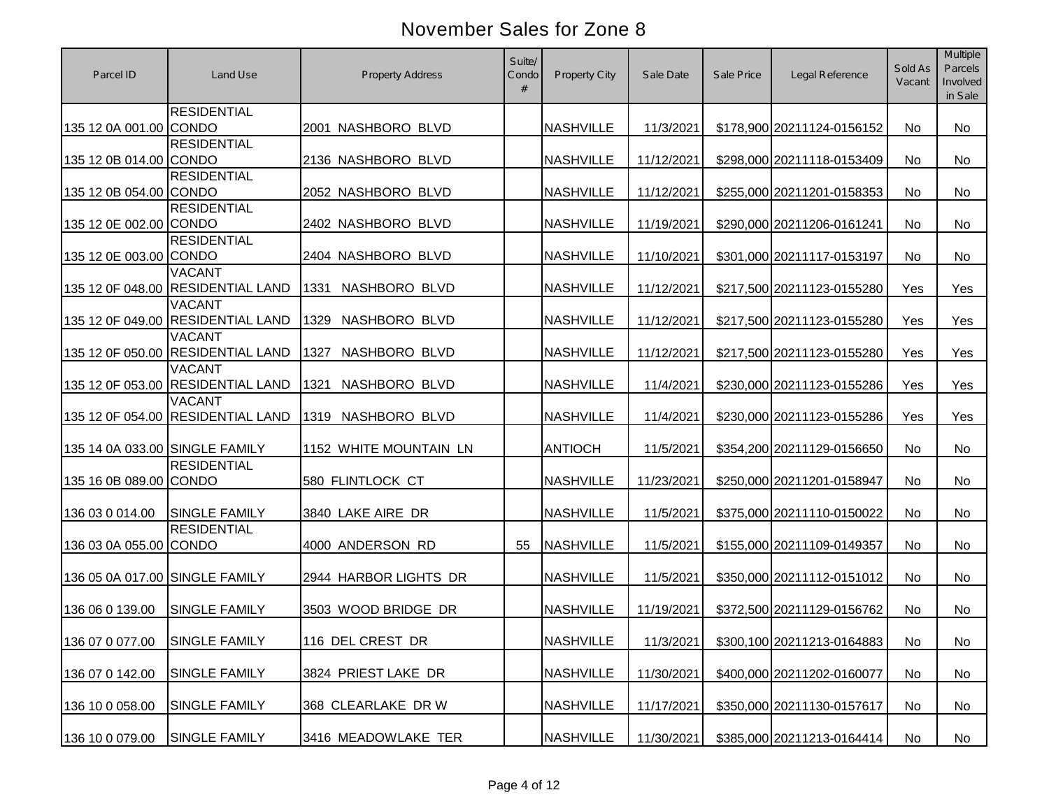# November Sales for Zone 8

| Parcel ID | Land Use | Property Address | Suite/ Condo # | Property City | Sale Date | Sale Price | Legal Reference | Sold As Vacant | Multiple Parcels Involved in Sale |
|---|---|---|---|---|---|---|---|---|---|
| 135 12 0A 001.00 | RESIDENTIAL CONDO | 2001 NASHBORO BLVD | | NASHVILLE | 11/3/2021 | $178,900 | 20211124-0156152 | No | No |
| 135 12 0B 014.00 | RESIDENTIAL CONDO | 2136 NASHBORO BLVD | | NASHVILLE | 11/12/2021 | $298,000 | 20211118-0153409 | No | No |
| 135 12 0B 054.00 | RESIDENTIAL CONDO | 2052 NASHBORO BLVD | | NASHVILLE | 11/12/2021 | $255,000 | 20211201-0158353 | No | No |
| 135 12 0E 002.00 | RESIDENTIAL CONDO | 2402 NASHBORO BLVD | | NASHVILLE | 11/19/2021 | $290,000 | 20211206-0161241 | No | No |
| 135 12 0E 003.00 | RESIDENTIAL CONDO | 2404 NASHBORO BLVD | | NASHVILLE | 11/10/2021 | $301,000 | 20211117-0153197 | No | No |
| 135 12 0F 048.00 | VACANT RESIDENTIAL LAND | 1331 NASHBORO BLVD | | NASHVILLE | 11/12/2021 | $217,500 | 20211123-0155280 | Yes | Yes |
| 135 12 0F 049.00 | VACANT RESIDENTIAL LAND | 1329 NASHBORO BLVD | | NASHVILLE | 11/12/2021 | $217,500 | 20211123-0155280 | Yes | Yes |
| 135 12 0F 050.00 | VACANT RESIDENTIAL LAND | 1327 NASHBORO BLVD | | NASHVILLE | 11/12/2021 | $217,500 | 20211123-0155280 | Yes | Yes |
| 135 12 0F 053.00 | VACANT RESIDENTIAL LAND | 1321 NASHBORO BLVD | | NASHVILLE | 11/4/2021 | $230,000 | 20211123-0155286 | Yes | Yes |
| 135 12 0F 054.00 | VACANT RESIDENTIAL LAND | 1319 NASHBORO BLVD | | NASHVILLE | 11/4/2021 | $230,000 | 20211123-0155286 | Yes | Yes |
| 135 14 0A 033.00 | SINGLE FAMILY | 1152 WHITE MOUNTAIN LN | | ANTIOCH | 11/5/2021 | $354,200 | 20211129-0156650 | No | No |
| 135 16 0B 089.00 | RESIDENTIAL CONDO | 580 FLINTLOCK CT | | NASHVILLE | 11/23/2021 | $250,000 | 20211201-0158947 | No | No |
| 136 03 0 014.00 | SINGLE FAMILY | 3840 LAKE AIRE DR | | NASHVILLE | 11/5/2021 | $375,000 | 20211110-0150022 | No | No |
| 136 03 0A 055.00 | RESIDENTIAL CONDO | 4000 ANDERSON RD | 55 | NASHVILLE | 11/5/2021 | $155,000 | 20211109-0149357 | No | No |
| 136 05 0A 017.00 | SINGLE FAMILY | 2944 HARBOR LIGHTS DR | | NASHVILLE | 11/5/2021 | $350,000 | 20211112-0151012 | No | No |
| 136 06 0 139.00 | SINGLE FAMILY | 3503 WOOD BRIDGE DR | | NASHVILLE | 11/19/2021 | $372,500 | 20211129-0156762 | No | No |
| 136 07 0 077.00 | SINGLE FAMILY | 116 DEL CREST DR | | NASHVILLE | 11/3/2021 | $300,100 | 20211213-0164883 | No | No |
| 136 07 0 142.00 | SINGLE FAMILY | 3824 PRIEST LAKE DR | | NASHVILLE | 11/30/2021 | $400,000 | 20211202-0160077 | No | No |
| 136 10 0 058.00 | SINGLE FAMILY | 368 CLEARLAKE DR W | | NASHVILLE | 11/17/2021 | $350,000 | 20211130-0157617 | No | No |
| 136 10 0 079.00 | SINGLE FAMILY | 3416 MEADOWLAKE TER | | NASHVILLE | 11/30/2021 | $385,000 | 20211213-0164414 | No | No |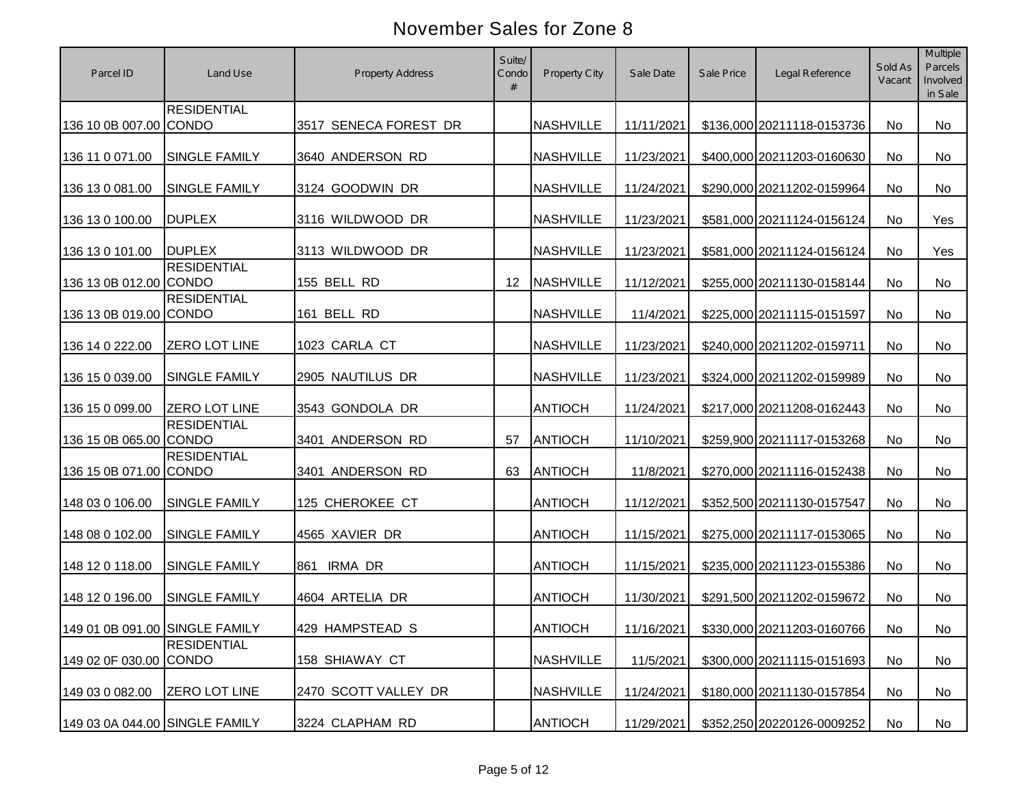# November Sales for Zone 8

| Parcel ID | Land Use | Property Address | Suite/ Condo # | Property City | Sale Date | Sale Price | Legal Reference | Sold As Vacant | Multiple Parcels Involved in Sale |
|---|---|---|---|---|---|---|---|---|---|
| 136 10 0B 007.00 | RESIDENTIAL CONDO | 3517 SENECA FOREST DR | | NASHVILLE | 11/11/2021 | $136,000 | 20211118-0153736 | No | No |
| 136 11 0 071.00 | SINGLE FAMILY | 3640 ANDERSON RD | | NASHVILLE | 11/23/2021 | $400,000 | 20211203-0160630 | No | No |
| 136 13 0 081.00 | SINGLE FAMILY | 3124 GOODWIN DR | | NASHVILLE | 11/24/2021 | $290,000 | 20211202-0159964 | No | No |
| 136 13 0 100.00 | DUPLEX | 3116 WILDWOOD DR | | NASHVILLE | 11/23/2021 | $581,000 | 20211124-0156124 | No | Yes |
| 136 13 0 101.00 | DUPLEX | 3113 WILDWOOD DR | | NASHVILLE | 11/23/2021 | $581,000 | 20211124-0156124 | No | Yes |
| 136 13 0B 012.00 | RESIDENTIAL CONDO | 155 BELL RD | 12 | NASHVILLE | 11/12/2021 | $255,000 | 20211130-0158144 | No | No |
| 136 13 0B 019.00 | RESIDENTIAL CONDO | 161 BELL RD | | NASHVILLE | 11/4/2021 | $225,000 | 20211115-0151597 | No | No |
| 136 14 0 222.00 | ZERO LOT LINE | 1023 CARLA CT | | NASHVILLE | 11/23/2021 | $240,000 | 20211202-0159711 | No | No |
| 136 15 0 039.00 | SINGLE FAMILY | 2905 NAUTILUS DR | | NASHVILLE | 11/23/2021 | $324,000 | 20211202-0159989 | No | No |
| 136 15 0 099.00 | ZERO LOT LINE | 3543 GONDOLA DR | | ANTIOCH | 11/24/2021 | $217,000 | 20211208-0162443 | No | No |
| 136 15 0B 065.00 | RESIDENTIAL CONDO | 3401 ANDERSON RD | 57 | ANTIOCH | 11/10/2021 | $259,900 | 20211117-0153268 | No | No |
| 136 15 0B 071.00 | RESIDENTIAL CONDO | 3401 ANDERSON RD | 63 | ANTIOCH | 11/8/2021 | $270,000 | 20211116-0152438 | No | No |
| 148 03 0 106.00 | SINGLE FAMILY | 125 CHEROKEE CT | | ANTIOCH | 11/12/2021 | $352,500 | 20211130-0157547 | No | No |
| 148 08 0 102.00 | SINGLE FAMILY | 4565 XAVIER DR | | ANTIOCH | 11/15/2021 | $275,000 | 20211117-0153065 | No | No |
| 148 12 0 118.00 | SINGLE FAMILY | 861 IRMA DR | | ANTIOCH | 11/15/2021 | $235,000 | 20211123-0155386 | No | No |
| 148 12 0 196.00 | SINGLE FAMILY | 4604 ARTELIA DR | | ANTIOCH | 11/30/2021 | $291,500 | 20211202-0159672 | No | No |
| 149 01 0B 091.00 | SINGLE FAMILY | 429 HAMPSTEAD S | | ANTIOCH | 11/16/2021 | $330,000 | 20211203-0160766 | No | No |
| 149 02 0F 030.00 | RESIDENTIAL CONDO | 158 SHIAWAY CT | | NASHVILLE | 11/5/2021 | $300,000 | 20211115-0151693 | No | No |
| 149 03 0 082.00 | ZERO LOT LINE | 2470 SCOTT VALLEY DR | | NASHVILLE | 11/24/2021 | $180,000 | 20211130-0157854 | No | No |
| 149 03 0A 044.00 | SINGLE FAMILY | 3224 CLAPHAM RD | | ANTIOCH | 11/29/2021 | $352,250 | 20220126-0009252 | No | No |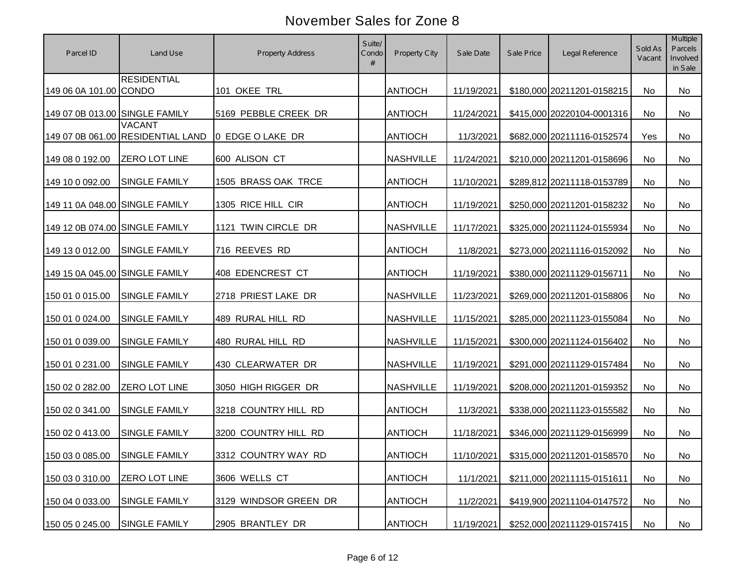# November Sales for Zone 8

| Parcel ID | Land Use | Property Address | Suite/ Condo # | Property City | Sale Date | Sale Price | Legal Reference | Sold As Vacant | Multiple Parcels Involved in Sale |
|---|---|---|---|---|---|---|---|---|---|
| 149 06 0A 101.00 | RESIDENTIAL CONDO | 101 OKEE TRL | | ANTIOCH | 11/19/2021 | $180,000 | 20211201-0158215 | No | No |
| 149 07 0B 013.00 | SINGLE FAMILY | 5169 PEBBLE CREEK DR | | ANTIOCH | 11/24/2021 | $415,000 | 20220104-0001316 | No | No |
| 149 07 0B 061.00 | VACANT RESIDENTIAL LAND | 0 EDGE O LAKE DR | | ANTIOCH | 11/3/2021 | $682,000 | 20211116-0152574 | Yes | No |
| 149 08 0 192.00 | ZERO LOT LINE | 600 ALISON CT | | NASHVILLE | 11/24/2021 | $210,000 | 20211201-0158696 | No | No |
| 149 10 0 092.00 | SINGLE FAMILY | 1505 BRASS OAK TRCE | | ANTIOCH | 11/10/2021 | $289,812 | 20211118-0153789 | No | No |
| 149 11 0A 048.00 | SINGLE FAMILY | 1305 RICE HILL CIR | | ANTIOCH | 11/19/2021 | $250,000 | 20211201-0158232 | No | No |
| 149 12 0B 074.00 | SINGLE FAMILY | 1121 TWIN CIRCLE DR | | NASHVILLE | 11/17/2021 | $325,000 | 20211124-0155934 | No | No |
| 149 13 0 012.00 | SINGLE FAMILY | 716 REEVES RD | | ANTIOCH | 11/8/2021 | $273,000 | 20211116-0152092 | No | No |
| 149 15 0A 045.00 | SINGLE FAMILY | 408 EDENCREST CT | | ANTIOCH | 11/19/2021 | $380,000 | 20211129-0156711 | No | No |
| 150 01 0 015.00 | SINGLE FAMILY | 2718 PRIEST LAKE DR | | NASHVILLE | 11/23/2021 | $269,000 | 20211201-0158806 | No | No |
| 150 01 0 024.00 | SINGLE FAMILY | 489 RURAL HILL RD | | NASHVILLE | 11/15/2021 | $285,000 | 20211123-0155084 | No | No |
| 150 01 0 039.00 | SINGLE FAMILY | 480 RURAL HILL RD | | NASHVILLE | 11/15/2021 | $300,000 | 20211124-0156402 | No | No |
| 150 01 0 231.00 | SINGLE FAMILY | 430 CLEARWATER DR | | NASHVILLE | 11/19/2021 | $291,000 | 20211129-0157484 | No | No |
| 150 02 0 282.00 | ZERO LOT LINE | 3050 HIGH RIGGER DR | | NASHVILLE | 11/19/2021 | $208,000 | 20211201-0159352 | No | No |
| 150 02 0 341.00 | SINGLE FAMILY | 3218 COUNTRY HILL RD | | ANTIOCH | 11/3/2021 | $338,000 | 20211123-0155582 | No | No |
| 150 02 0 413.00 | SINGLE FAMILY | 3200 COUNTRY HILL RD | | ANTIOCH | 11/18/2021 | $346,000 | 20211129-0156999 | No | No |
| 150 03 0 085.00 | SINGLE FAMILY | 3312 COUNTRY WAY RD | | ANTIOCH | 11/10/2021 | $315,000 | 20211201-0158570 | No | No |
| 150 03 0 310.00 | ZERO LOT LINE | 3606 WELLS CT | | ANTIOCH | 11/1/2021 | $211,000 | 20211115-0151611 | No | No |
| 150 04 0 033.00 | SINGLE FAMILY | 3129 WINDSOR GREEN DR | | ANTIOCH | 11/2/2021 | $419,900 | 20211104-0147572 | No | No |
| 150 05 0 245.00 | SINGLE FAMILY | 2905 BRANTLEY DR | | ANTIOCH | 11/19/2021 | $252,000 | 20211129-0157415 | No | No |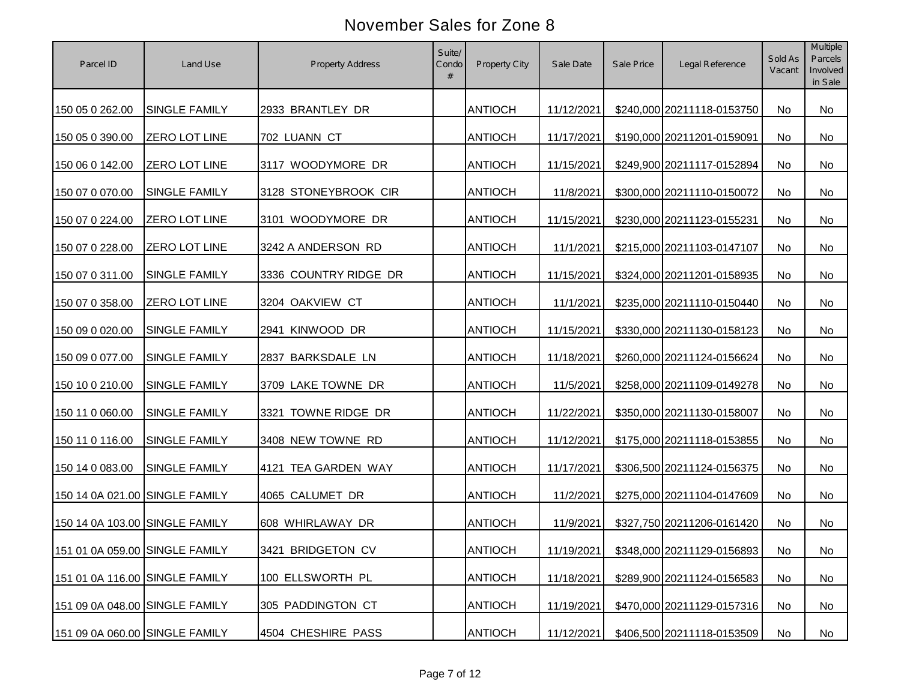# November Sales for Zone 8

| Parcel ID | Land Use | Property Address | Suite/ Condo # | Property City | Sale Date | Sale Price | Legal Reference | Sold As Vacant | Multiple Parcels Involved in Sale |
|---|---|---|---|---|---|---|---|---|---|
| 150 05 0 262.00 | SINGLE FAMILY | 2933 BRANTLEY DR | | ANTIOCH | 11/12/2021 | $240,000 | 20211118-0153750 | No | No |
| 150 05 0 390.00 | ZERO LOT LINE | 702 LUANN CT | | ANTIOCH | 11/17/2021 | $190,000 | 20211201-0159091 | No | No |
| 150 06 0 142.00 | ZERO LOT LINE | 3117 WOODYMORE DR | | ANTIOCH | 11/15/2021 | $249,900 | 20211117-0152894 | No | No |
| 150 07 0 070.00 | SINGLE FAMILY | 3128 STONEYBROOK CIR | | ANTIOCH | 11/8/2021 | $300,000 | 20211110-0150072 | No | No |
| 150 07 0 224.00 | ZERO LOT LINE | 3101 WOODYMORE DR | | ANTIOCH | 11/15/2021 | $230,000 | 20211123-0155231 | No | No |
| 150 07 0 228.00 | ZERO LOT LINE | 3242 A ANDERSON RD | | ANTIOCH | 11/1/2021 | $215,000 | 20211103-0147107 | No | No |
| 150 07 0 311.00 | SINGLE FAMILY | 3336 COUNTRY RIDGE DR | | ANTIOCH | 11/15/2021 | $324,000 | 20211201-0158935 | No | No |
| 150 07 0 358.00 | ZERO LOT LINE | 3204 OAKVIEW CT | | ANTIOCH | 11/1/2021 | $235,000 | 20211110-0150440 | No | No |
| 150 09 0 020.00 | SINGLE FAMILY | 2941 KINWOOD DR | | ANTIOCH | 11/15/2021 | $330,000 | 20211130-0158123 | No | No |
| 150 09 0 077.00 | SINGLE FAMILY | 2837 BARKSDALE LN | | ANTIOCH | 11/18/2021 | $260,000 | 20211124-0156624 | No | No |
| 150 10 0 210.00 | SINGLE FAMILY | 3709 LAKE TOWNE DR | | ANTIOCH | 11/5/2021 | $258,000 | 20211109-0149278 | No | No |
| 150 11 0 060.00 | SINGLE FAMILY | 3321 TOWNE RIDGE DR | | ANTIOCH | 11/22/2021 | $350,000 | 20211130-0158007 | No | No |
| 150 11 0 116.00 | SINGLE FAMILY | 3408 NEW TOWNE RD | | ANTIOCH | 11/12/2021 | $175,000 | 20211118-0153855 | No | No |
| 150 14 0 083.00 | SINGLE FAMILY | 4121 TEA GARDEN WAY | | ANTIOCH | 11/17/2021 | $306,500 | 20211124-0156375 | No | No |
| 150 14 0A 021.00 | SINGLE FAMILY | 4065 CALUMET DR | | ANTIOCH | 11/2/2021 | $275,000 | 20211104-0147609 | No | No |
| 150 14 0A 103.00 | SINGLE FAMILY | 608 WHIRLAWAY DR | | ANTIOCH | 11/9/2021 | $327,750 | 20211206-0161420 | No | No |
| 151 01 0A 059.00 | SINGLE FAMILY | 3421 BRIDGETON CV | | ANTIOCH | 11/19/2021 | $348,000 | 20211129-0156893 | No | No |
| 151 01 0A 116.00 | SINGLE FAMILY | 100 ELLSWORTH PL | | ANTIOCH | 11/18/2021 | $289,900 | 20211124-0156583 | No | No |
| 151 09 0A 048.00 | SINGLE FAMILY | 305 PADDINGTON CT | | ANTIOCH | 11/19/2021 | $470,000 | 20211129-0157316 | No | No |
| 151 09 0A 060.00 | SINGLE FAMILY | 4504 CHESHIRE PASS | | ANTIOCH | 11/12/2021 | $406,500 | 20211118-0153509 | No | No |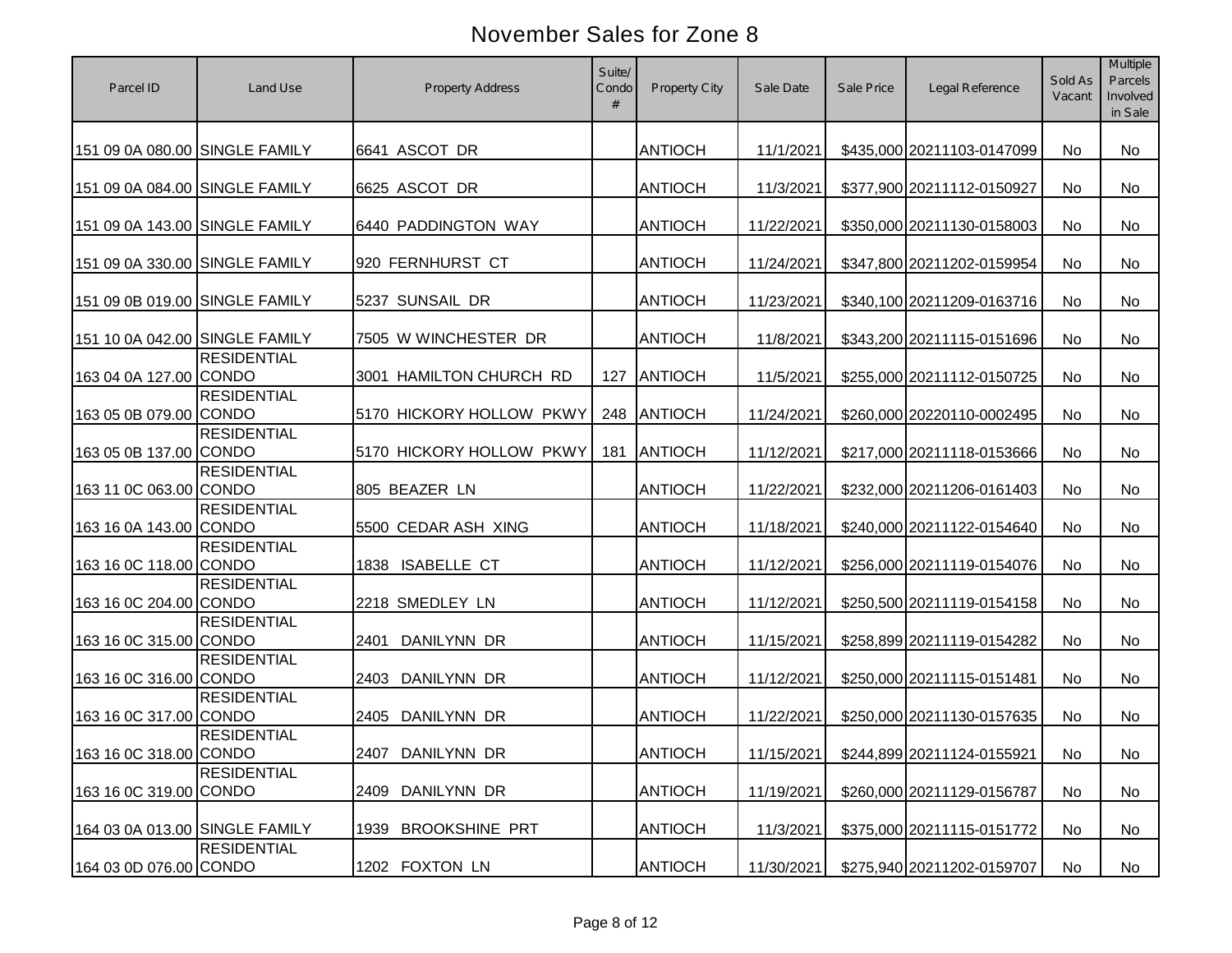# November Sales for Zone 8

| Parcel ID | Land Use | Property Address | Suite/ Condo # | Property City | Sale Date | Sale Price | Legal Reference | Sold As Vacant | Multiple Parcels Involved in Sale |
|---|---|---|---|---|---|---|---|---|---|
| 151 09 0A 080.00 | SINGLE FAMILY | 6641 ASCOT DR | | ANTIOCH | 11/1/2021 | $435,000 | 20211103-0147099 | No | No |
| 151 09 0A 084.00 | SINGLE FAMILY | 6625 ASCOT DR | | ANTIOCH | 11/3/2021 | $377,900 | 20211112-0150927 | No | No |
| 151 09 0A 143.00 | SINGLE FAMILY | 6440 PADDINGTON WAY | | ANTIOCH | 11/22/2021 | $350,000 | 20211130-0158003 | No | No |
| 151 09 0A 330.00 | SINGLE FAMILY | 920 FERNHURST CT | | ANTIOCH | 11/24/2021 | $347,800 | 20211202-0159954 | No | No |
| 151 09 0B 019.00 | SINGLE FAMILY | 5237 SUNSAIL DR | | ANTIOCH | 11/23/2021 | $340,100 | 20211209-0163716 | No | No |
| 151 10 0A 042.00 | SINGLE FAMILY | 7505 W WINCHESTER DR | | ANTIOCH | 11/8/2021 | $343,200 | 20211115-0151696 | No | No |
| 163 04 0A 127.00 | RESIDENTIAL CONDO | 3001 HAMILTON CHURCH RD | 127 | ANTIOCH | 11/5/2021 | $255,000 | 20211112-0150725 | No | No |
| 163 05 0B 079.00 | RESIDENTIAL CONDO | 5170 HICKORY HOLLOW PKWY | 248 | ANTIOCH | 11/24/2021 | $260,000 | 20220110-0002495 | No | No |
| 163 05 0B 137.00 | RESIDENTIAL CONDO | 5170 HICKORY HOLLOW PKWY | 181 | ANTIOCH | 11/12/2021 | $217,000 | 20211118-0153666 | No | No |
| 163 11 0C 063.00 | RESIDENTIAL CONDO | 805 BEAZER LN | | ANTIOCH | 11/22/2021 | $232,000 | 20211206-0161403 | No | No |
| 163 16 0A 143.00 | RESIDENTIAL CONDO | 5500 CEDAR ASH XING | | ANTIOCH | 11/18/2021 | $240,000 | 20211122-0154640 | No | No |
| 163 16 0C 118.00 | RESIDENTIAL CONDO | 1838 ISABELLE CT | | ANTIOCH | 11/12/2021 | $256,000 | 20211119-0154076 | No | No |
| 163 16 0C 204.00 | RESIDENTIAL CONDO | 2218 SMEDLEY LN | | ANTIOCH | 11/12/2021 | $250,500 | 20211119-0154158 | No | No |
| 163 16 0C 315.00 | RESIDENTIAL CONDO | 2401 DANILYNN DR | | ANTIOCH | 11/15/2021 | $258,899 | 20211119-0154282 | No | No |
| 163 16 0C 316.00 | RESIDENTIAL CONDO | 2403 DANILYNN DR | | ANTIOCH | 11/12/2021 | $250,000 | 20211115-0151481 | No | No |
| 163 16 0C 317.00 | RESIDENTIAL CONDO | 2405 DANILYNN DR | | ANTIOCH | 11/22/2021 | $250,000 | 20211130-0157635 | No | No |
| 163 16 0C 318.00 | RESIDENTIAL CONDO | 2407 DANILYNN DR | | ANTIOCH | 11/15/2021 | $244,899 | 20211124-0155921 | No | No |
| 163 16 0C 319.00 | RESIDENTIAL CONDO | 2409 DANILYNN DR | | ANTIOCH | 11/19/2021 | $260,000 | 20211129-0156787 | No | No |
| 164 03 0A 013.00 | SINGLE FAMILY | 1939 BROOKSHINE PRT | | ANTIOCH | 11/3/2021 | $375,000 | 20211115-0151772 | No | No |
| 164 03 0D 076.00 | RESIDENTIAL CONDO | 1202 FOXTON LN | | ANTIOCH | 11/30/2021 | $275,940 | 20211202-0159707 | No | No |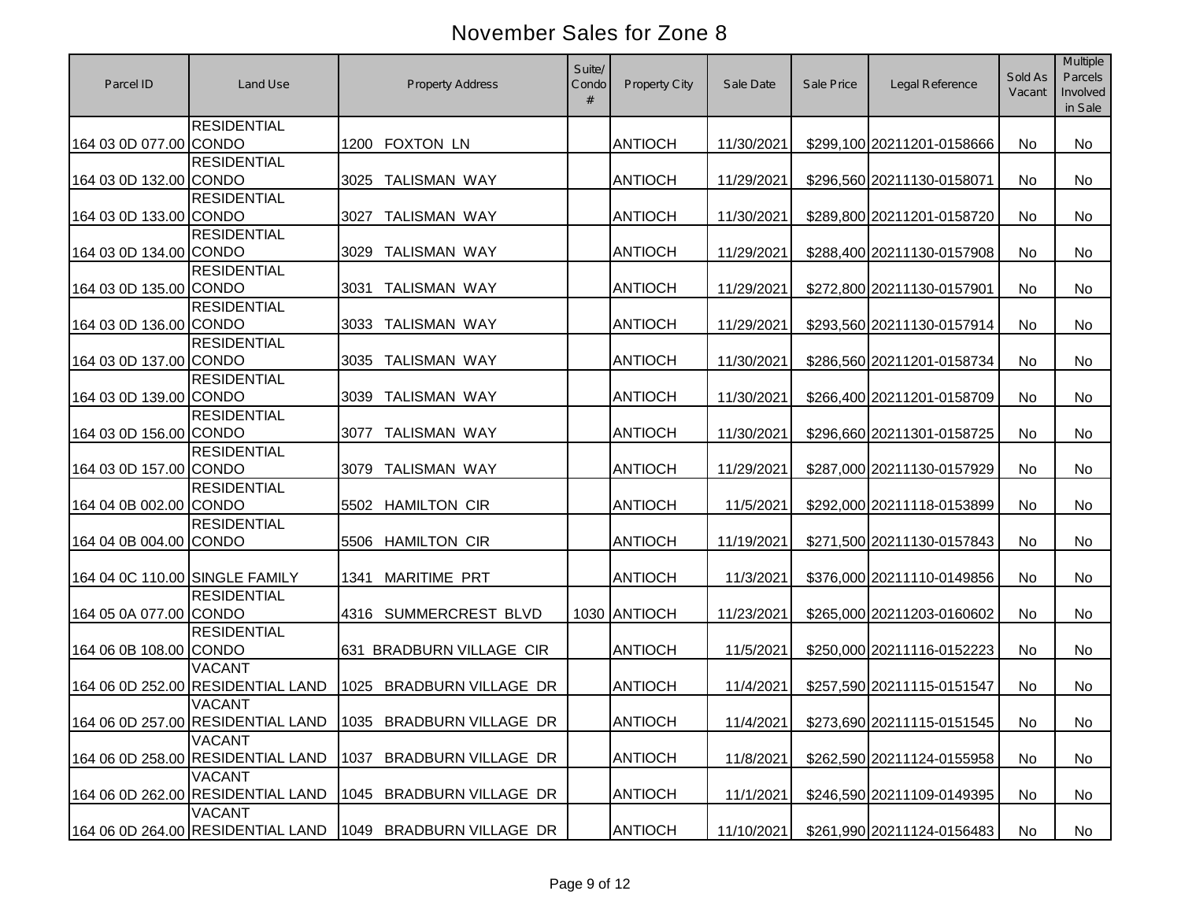# November Sales for Zone 8

| Parcel ID | Land Use | Property Address | Suite/ Condo # | Property City | Sale Date | Sale Price | Legal Reference | Sold As Vacant | Multiple Parcels Involved in Sale |
|---|---|---|---|---|---|---|---|---|---|
| 164 03 0D 077.00 | RESIDENTIAL CONDO | 1200 FOXTON LN | | ANTIOCH | 11/30/2021 | $299,100 | 20211201-0158666 | No | No |
| 164 03 0D 132.00 | RESIDENTIAL CONDO | 3025 TALISMAN WAY | | ANTIOCH | 11/29/2021 | $296,560 | 20211130-0158071 | No | No |
| 164 03 0D 133.00 | RESIDENTIAL CONDO | 3027 TALISMAN WAY | | ANTIOCH | 11/30/2021 | $289,800 | 20211201-0158720 | No | No |
| 164 03 0D 134.00 | RESIDENTIAL CONDO | 3029 TALISMAN WAY | | ANTIOCH | 11/29/2021 | $288,400 | 20211130-0157908 | No | No |
| 164 03 0D 135.00 | RESIDENTIAL CONDO | 3031 TALISMAN WAY | | ANTIOCH | 11/29/2021 | $272,800 | 20211130-0157901 | No | No |
| 164 03 0D 136.00 | RESIDENTIAL CONDO | 3033 TALISMAN WAY | | ANTIOCH | 11/29/2021 | $293,560 | 20211130-0157914 | No | No |
| 164 03 0D 137.00 | RESIDENTIAL CONDO | 3035 TALISMAN WAY | | ANTIOCH | 11/30/2021 | $286,560 | 20211201-0158734 | No | No |
| 164 03 0D 139.00 | RESIDENTIAL CONDO | 3039 TALISMAN WAY | | ANTIOCH | 11/30/2021 | $266,400 | 20211201-0158709 | No | No |
| 164 03 0D 156.00 | RESIDENTIAL CONDO | 3077 TALISMAN WAY | | ANTIOCH | 11/30/2021 | $296,660 | 20211301-0158725 | No | No |
| 164 03 0D 157.00 | RESIDENTIAL CONDO | 3079 TALISMAN WAY | | ANTIOCH | 11/29/2021 | $287,000 | 20211130-0157929 | No | No |
| 164 04 0B 002.00 | RESIDENTIAL CONDO | 5502 HAMILTON CIR | | ANTIOCH | 11/5/2021 | $292,000 | 20211118-0153899 | No | No |
| 164 04 0B 004.00 | RESIDENTIAL CONDO | 5506 HAMILTON CIR | | ANTIOCH | 11/19/2021 | $271,500 | 20211130-0157843 | No | No |
| 164 04 0C 110.00 | SINGLE FAMILY | 1341 MARITIME PRT | | ANTIOCH | 11/3/2021 | $376,000 | 20211110-0149856 | No | No |
| 164 05 0A 077.00 | RESIDENTIAL CONDO | 4316 SUMMERCREST BLVD | 1030 | ANTIOCH | 11/23/2021 | $265,000 | 20211203-0160602 | No | No |
| 164 06 0B 108.00 | RESIDENTIAL CONDO | 631 BRADBURN VILLAGE CIR | | ANTIOCH | 11/5/2021 | $250,000 | 20211116-0152223 | No | No |
| 164 06 0D 252.00 | VACANT RESIDENTIAL LAND | 1025 BRADBURN VILLAGE DR | | ANTIOCH | 11/4/2021 | $257,590 | 20211115-0151547 | No | No |
| 164 06 0D 257.00 | VACANT RESIDENTIAL LAND | 1035 BRADBURN VILLAGE DR | | ANTIOCH | 11/4/2021 | $273,690 | 20211115-0151545 | No | No |
| 164 06 0D 258.00 | VACANT RESIDENTIAL LAND | 1037 BRADBURN VILLAGE DR | | ANTIOCH | 11/8/2021 | $262,590 | 20211124-0155958 | No | No |
| 164 06 0D 262.00 | VACANT RESIDENTIAL LAND | 1045 BRADBURN VILLAGE DR | | ANTIOCH | 11/1/2021 | $246,590 | 20211109-0149395 | No | No |
| 164 06 0D 264.00 | VACANT RESIDENTIAL LAND | 1049 BRADBURN VILLAGE DR | | ANTIOCH | 11/10/2021 | $261,990 | 20211124-0156483 | No | No |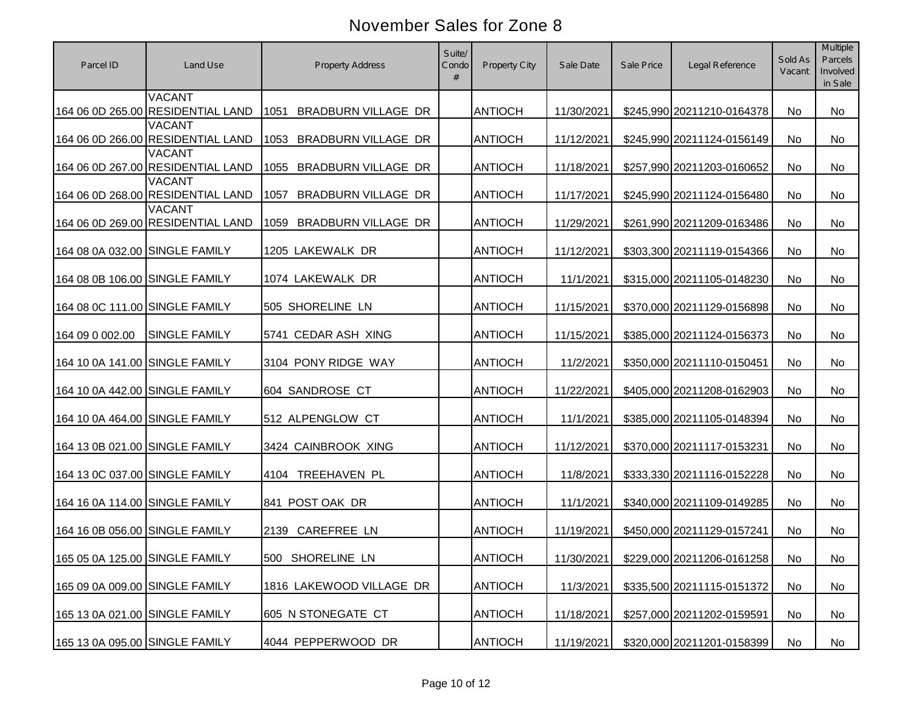# November Sales for Zone 8

| Parcel ID | Land Use | Property Address | Suite/ Condo # | Property City | Sale Date | Sale Price | Legal Reference | Sold As Vacant | Multiple Parcels Involved in Sale |
|---|---|---|---|---|---|---|---|---|---|
| 164 06 0D 265.00 | VACANT RESIDENTIAL LAND | 1051 BRADBURN VILLAGE DR | | ANTIOCH | 11/30/2021 | $245,990 | 20211210-0164378 | No | No |
| 164 06 0D 266.00 | VACANT RESIDENTIAL LAND | 1053 BRADBURN VILLAGE DR | | ANTIOCH | 11/12/2021 | $245,990 | 20211124-0156149 | No | No |
| 164 06 0D 267.00 | VACANT RESIDENTIAL LAND | 1055 BRADBURN VILLAGE DR | | ANTIOCH | 11/18/2021 | $257,990 | 20211203-0160652 | No | No |
| 164 06 0D 268.00 | VACANT RESIDENTIAL LAND | 1057 BRADBURN VILLAGE DR | | ANTIOCH | 11/17/2021 | $245,990 | 20211124-0156480 | No | No |
| 164 06 0D 269.00 | VACANT RESIDENTIAL LAND | 1059 BRADBURN VILLAGE DR | | ANTIOCH | 11/29/2021 | $261,990 | 20211209-0163486 | No | No |
| 164 08 0A 032.00 | SINGLE FAMILY | 1205 LAKEWALK DR | | ANTIOCH | 11/12/2021 | $303,300 | 20211119-0154366 | No | No |
| 164 08 0B 106.00 | SINGLE FAMILY | 1074 LAKEWALK DR | | ANTIOCH | 11/1/2021 | $315,000 | 20211105-0148230 | No | No |
| 164 08 0C 111.00 | SINGLE FAMILY | 505 SHORELINE LN | | ANTIOCH | 11/15/2021 | $370,000 | 20211129-0156898 | No | No |
| 164 09 0 002.00 | SINGLE FAMILY | 5741 CEDAR ASH XING | | ANTIOCH | 11/15/2021 | $385,000 | 20211124-0156373 | No | No |
| 164 10 0A 141.00 | SINGLE FAMILY | 3104 PONY RIDGE WAY | | ANTIOCH | 11/2/2021 | $350,000 | 20211110-0150451 | No | No |
| 164 10 0A 442.00 | SINGLE FAMILY | 604 SANDROSE CT | | ANTIOCH | 11/22/2021 | $405,000 | 20211208-0162903 | No | No |
| 164 10 0A 464.00 | SINGLE FAMILY | 512 ALPENGLOW CT | | ANTIOCH | 11/1/2021 | $385,000 | 20211105-0148394 | No | No |
| 164 13 0B 021.00 | SINGLE FAMILY | 3424 CAINBROOK XING | | ANTIOCH | 11/12/2021 | $370,000 | 20211117-0153231 | No | No |
| 164 13 0C 037.00 | SINGLE FAMILY | 4104 TREEHAVEN PL | | ANTIOCH | 11/8/2021 | $333,330 | 20211116-0152228 | No | No |
| 164 16 0A 114.00 | SINGLE FAMILY | 841 POST OAK DR | | ANTIOCH | 11/1/2021 | $340,000 | 20211109-0149285 | No | No |
| 164 16 0B 056.00 | SINGLE FAMILY | 2139 CAREFREE LN | | ANTIOCH | 11/19/2021 | $450,000 | 20211129-0157241 | No | No |
| 165 05 0A 125.00 | SINGLE FAMILY | 500 SHORELINE LN | | ANTIOCH | 11/30/2021 | $229,000 | 20211206-0161258 | No | No |
| 165 09 0A 009.00 | SINGLE FAMILY | 1816 LAKEWOOD VILLAGE DR | | ANTIOCH | 11/3/2021 | $335,500 | 20211115-0151372 | No | No |
| 165 13 0A 021.00 | SINGLE FAMILY | 605 N STONEGATE CT | | ANTIOCH | 11/18/2021 | $257,000 | 20211202-0159591 | No | No |
| 165 13 0A 095.00 | SINGLE FAMILY | 4044 PEPPERWOOD DR | | ANTIOCH | 11/19/2021 | $320,000 | 20211201-0158399 | No | No |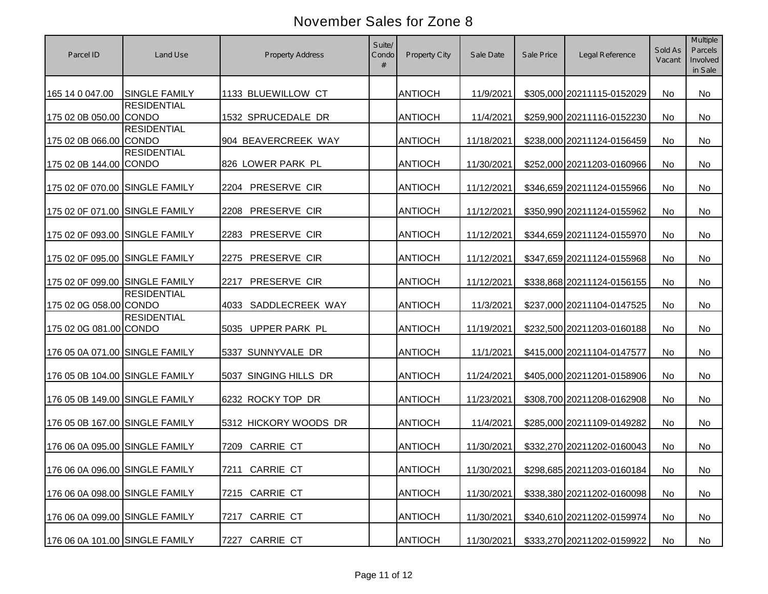# November Sales for Zone 8

| Parcel ID | Land Use | Property Address | Suite/ Condo # | Property City | Sale Date | Sale Price | Legal Reference | Sold As Vacant | Multiple Parcels Involved in Sale |
|---|---|---|---|---|---|---|---|---|---|
| 165 14 0 047.00 | SINGLE FAMILY | 1133 BLUEWILLOW CT | | ANTIOCH | 11/9/2021 | $305,000 | 20211115-0152029 | No | No |
| 175 02 0B 050.00 | RESIDENTIAL CONDO | 1532 SPRUCEDALE DR | | ANTIOCH | 11/4/2021 | $259,900 | 20211116-0152230 | No | No |
| 175 02 0B 066.00 | RESIDENTIAL CONDO | 904 BEAVERCREEK WAY | | ANTIOCH | 11/18/2021 | $238,000 | 20211124-0156459 | No | No |
| 175 02 0B 144.00 | RESIDENTIAL CONDO | 826 LOWER PARK PL | | ANTIOCH | 11/30/2021 | $252,000 | 20211203-0160966 | No | No |
| 175 02 0F 070.00 | SINGLE FAMILY | 2204 PRESERVE CIR | | ANTIOCH | 11/12/2021 | $346,659 | 20211124-0155966 | No | No |
| 175 02 0F 071.00 | SINGLE FAMILY | 2208 PRESERVE CIR | | ANTIOCH | 11/12/2021 | $350,990 | 20211124-0155962 | No | No |
| 175 02 0F 093.00 | SINGLE FAMILY | 2283 PRESERVE CIR | | ANTIOCH | 11/12/2021 | $344,659 | 20211124-0155970 | No | No |
| 175 02 0F 095.00 | SINGLE FAMILY | 2275 PRESERVE CIR | | ANTIOCH | 11/12/2021 | $347,659 | 20211124-0155968 | No | No |
| 175 02 0F 099.00 | SINGLE FAMILY | 2217 PRESERVE CIR | | ANTIOCH | 11/12/2021 | $338,868 | 20211124-0156155 | No | No |
| 175 02 0G 058.00 | RESIDENTIAL CONDO | 4033 SADDLECREEK WAY | | ANTIOCH | 11/3/2021 | $237,000 | 20211104-0147525 | No | No |
| 175 02 0G 081.00 | RESIDENTIAL CONDO | 5035 UPPER PARK PL | | ANTIOCH | 11/19/2021 | $232,500 | 20211203-0160188 | No | No |
| 176 05 0A 071.00 | SINGLE FAMILY | 5337 SUNNYVALE DR | | ANTIOCH | 11/1/2021 | $415,000 | 20211104-0147577 | No | No |
| 176 05 0B 104.00 | SINGLE FAMILY | 5037 SINGING HILLS DR | | ANTIOCH | 11/24/2021 | $405,000 | 20211201-0158906 | No | No |
| 176 05 0B 149.00 | SINGLE FAMILY | 6232 ROCKY TOP DR | | ANTIOCH | 11/23/2021 | $308,700 | 20211208-0162908 | No | No |
| 176 05 0B 167.00 | SINGLE FAMILY | 5312 HICKORY WOODS DR | | ANTIOCH | 11/4/2021 | $285,000 | 20211109-0149282 | No | No |
| 176 06 0A 095.00 | SINGLE FAMILY | 7209 CARRIE CT | | ANTIOCH | 11/30/2021 | $332,270 | 20211202-0160043 | No | No |
| 176 06 0A 096.00 | SINGLE FAMILY | 7211 CARRIE CT | | ANTIOCH | 11/30/2021 | $298,685 | 20211203-0160184 | No | No |
| 176 06 0A 098.00 | SINGLE FAMILY | 7215 CARRIE CT | | ANTIOCH | 11/30/2021 | $338,380 | 20211202-0160098 | No | No |
| 176 06 0A 099.00 | SINGLE FAMILY | 7217 CARRIE CT | | ANTIOCH | 11/30/2021 | $340,610 | 20211202-0159974 | No | No |
| 176 06 0A 101.00 | SINGLE FAMILY | 7227 CARRIE CT | | ANTIOCH | 11/30/2021 | $333,270 | 20211202-0159922 | No | No |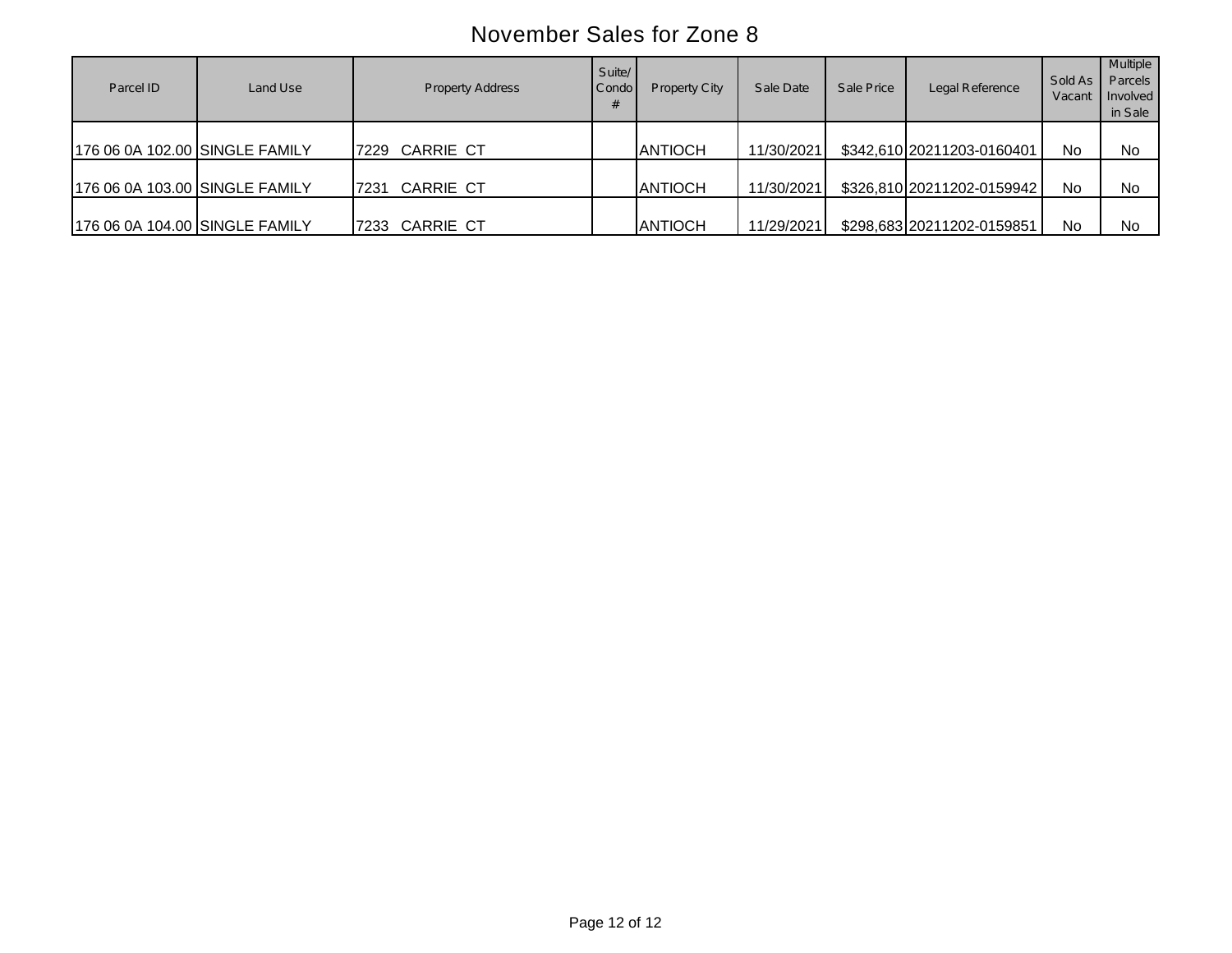## November Sales for Zone 8

| Parcel ID | Land Use | Property Address | Suite/ Condo # | Property City | Sale Date | Sale Price | Legal Reference | Sold As Vacant | Multiple Parcels Involved in Sale |
|---|---|---|---|---|---|---|---|---|---|
| 176 06 0A 102.00 | SINGLE FAMILY | 7229 CARRIE CT | | ANTIOCH | 11/30/2021 | $342,610 | 20211203-0160401 | No | No |
| 176 06 0A 103.00 | SINGLE FAMILY | 7231 CARRIE CT | | ANTIOCH | 11/30/2021 | $326,810 | 20211202-0159942 | No | No |
| 176 06 0A 104.00 | SINGLE FAMILY | 7233 CARRIE CT | | ANTIOCH | 11/29/2021 | $298,683 | 20211202-0159851 | No | No |